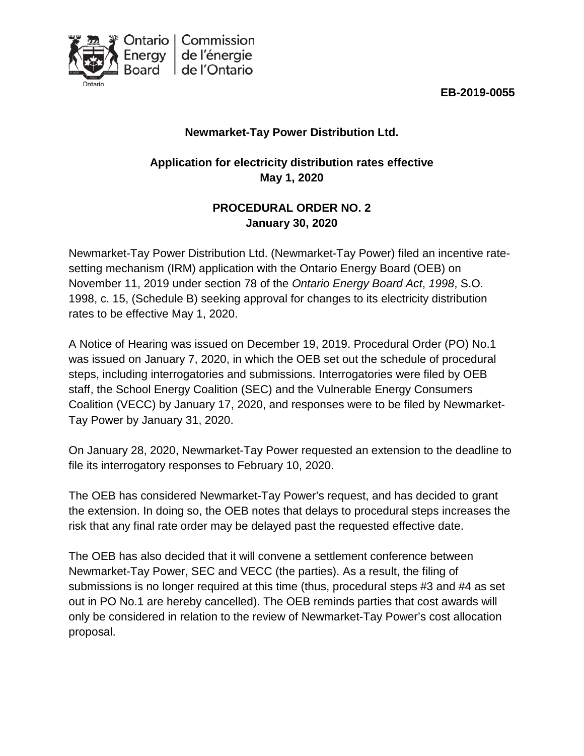Ontario Energy Board | Commission de l'énergie de l'Ontario

**EB-2019-0055**

**Newmarket-Tay Power Distribution Ltd.**

**Application for electricity distribution rates effective May 1, 2020**

**PROCEDURAL ORDER NO. 2**
**January 30, 2020**

Newmarket-Tay Power Distribution Ltd. (Newmarket-Tay Power) filed an incentive rate-setting mechanism (IRM) application with the Ontario Energy Board (OEB) on November 11, 2019 under section 78 of the *Ontario Energy Board Act*, *1998*, S.O. 1998, c. 15, (Schedule B) seeking approval for changes to its electricity distribution rates to be effective May 1, 2020.

A Notice of Hearing was issued on December 19, 2019. Procedural Order (PO) No.1 was issued on January 7, 2020, in which the OEB set out the schedule of procedural steps, including interrogatories and submissions. Interrogatories were filed by OEB staff, the School Energy Coalition (SEC) and the Vulnerable Energy Consumers Coalition (VECC) by January 17, 2020, and responses were to be filed by Newmarket-Tay Power by January 31, 2020.

On January 28, 2020, Newmarket-Tay Power requested an extension to the deadline to file its interrogatory responses to February 10, 2020.

The OEB has considered Newmarket-Tay Power's request, and has decided to grant the extension. In doing so, the OEB notes that delays to procedural steps increases the risk that any final rate order may be delayed past the requested effective date.

The OEB has also decided that it will convene a settlement conference between Newmarket-Tay Power, SEC and VECC (the parties). As a result, the filing of submissions is no longer required at this time (thus, procedural steps #3 and #4 as set out in PO No.1 are hereby cancelled). The OEB reminds parties that cost awards will only be considered in relation to the review of Newmarket-Tay Power's cost allocation proposal.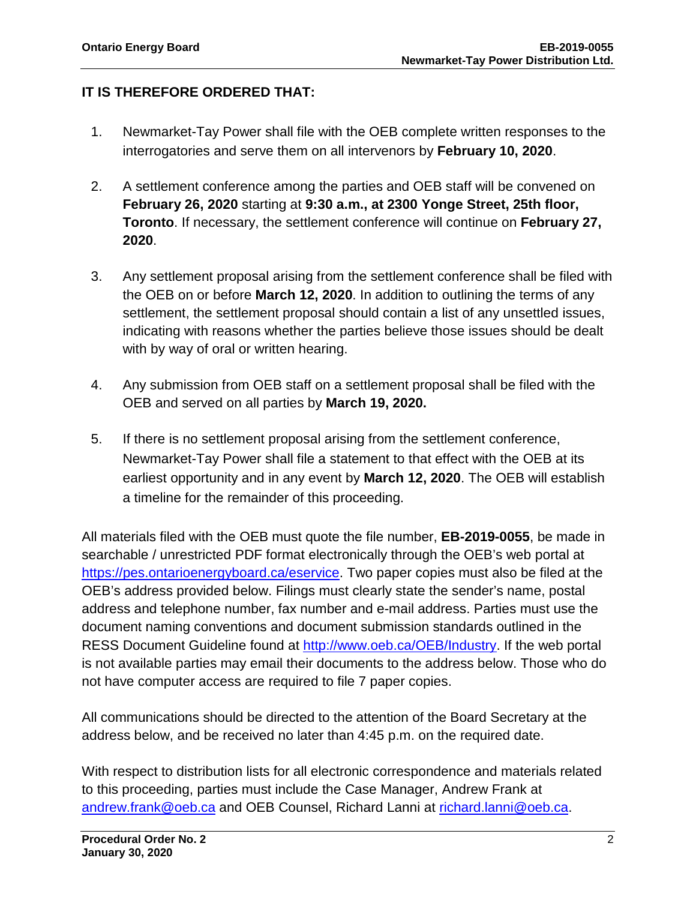**IT IS THEREFORE ORDERED THAT:**

1. Newmarket-Tay Power shall file with the OEB complete written responses to the interrogatories and serve them on all intervenors by **February 10, 2020**.

2. A settlement conference among the parties and OEB staff will be convened on **February 26, 2020** starting at **9:30 a.m., at 2300 Yonge Street, 25th floor, Toronto**. If necessary, the settlement conference will continue on **February 27, 2020**.

3. Any settlement proposal arising from the settlement conference shall be filed with the OEB on or before **March 12, 2020**. In addition to outlining the terms of any settlement, the settlement proposal should contain a list of any unsettled issues, indicating with reasons whether the parties believe those issues should be dealt with by way of oral or written hearing.

4. Any submission from OEB staff on a settlement proposal shall be filed with the OEB and served on all parties by **March 19, 2020.**

5. If there is no settlement proposal arising from the settlement conference, Newmarket-Tay Power shall file a statement to that effect with the OEB at its earliest opportunity and in any event by **March 12, 2020**. The OEB will establish a timeline for the remainder of this proceeding.

All materials filed with the OEB must quote the file number, **EB-2019-0055**, be made in searchable / unrestricted PDF format electronically through the OEB's web portal at https://pes.ontarioenergyboard.ca/eservice. Two paper copies must also be filed at the OEB's address provided below. Filings must clearly state the sender's name, postal address and telephone number, fax number and e-mail address. Parties must use the document naming conventions and document submission standards outlined in the RESS Document Guideline found at http://www.oeb.ca/OEB/Industry. If the web portal is not available parties may email their documents to the address below. Those who do not have computer access are required to file 7 paper copies.

All communications should be directed to the attention of the Board Secretary at the address below, and be received no later than 4:45 p.m. on the required date.

With respect to distribution lists for all electronic correspondence and materials related to this proceeding, parties must include the Case Manager, Andrew Frank at andrew.frank@oeb.ca and OEB Counsel, Richard Lanni at richard.lanni@oeb.ca.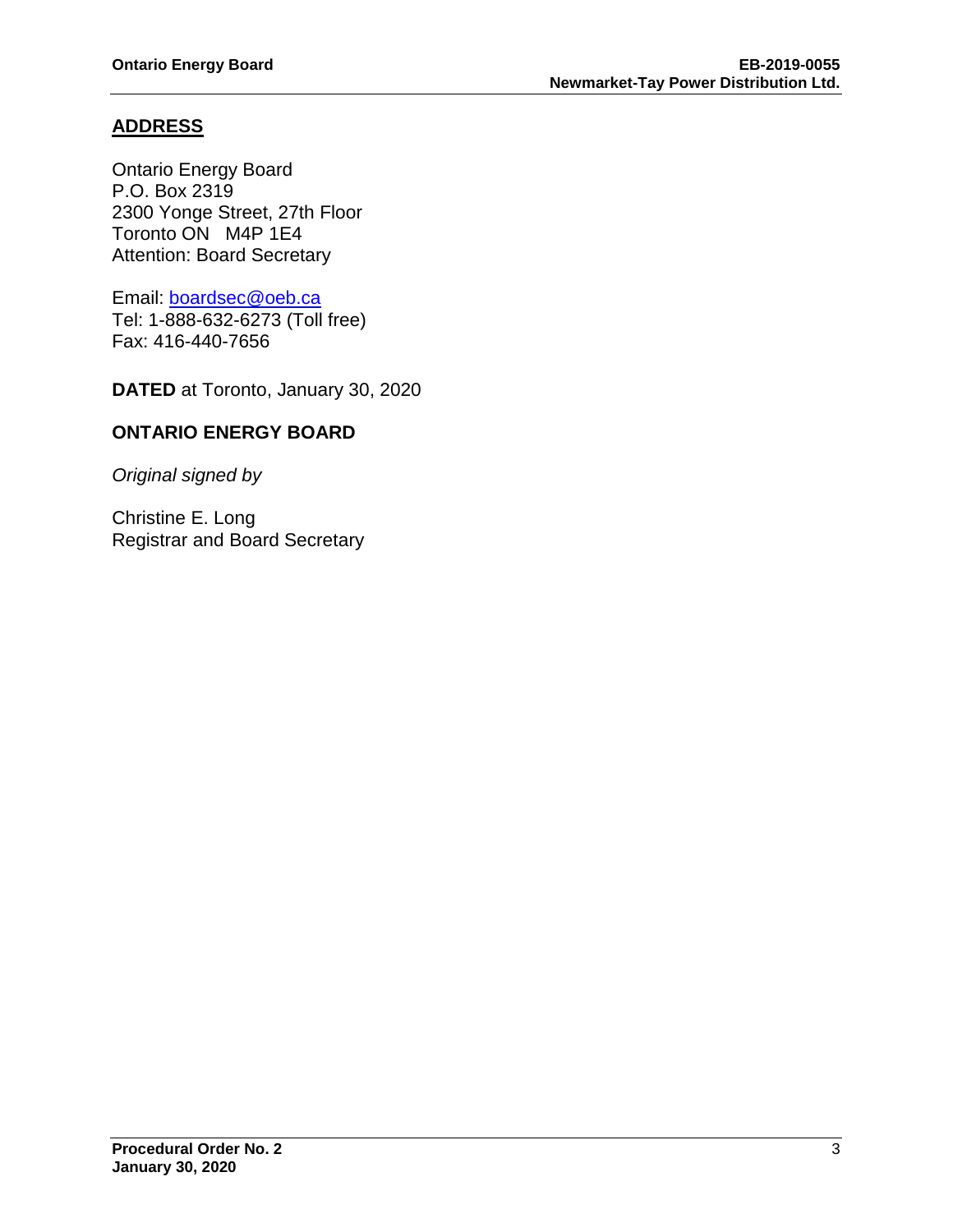## ADDRESS

Ontario Energy Board
P.O. Box 2319
2300 Yonge Street, 27th Floor
Toronto ON M4P 1E4
Attention: Board Secretary

Email: boardsec@oeb.ca
Tel: 1-888-632-6273 (Toll free)
Fax: 416-440-7656

**DATED** at Toronto, January 30, 2020

**ONTARIO ENERGY BOARD**

*Original signed by*

Christine E. Long
Registrar and Board Secretary